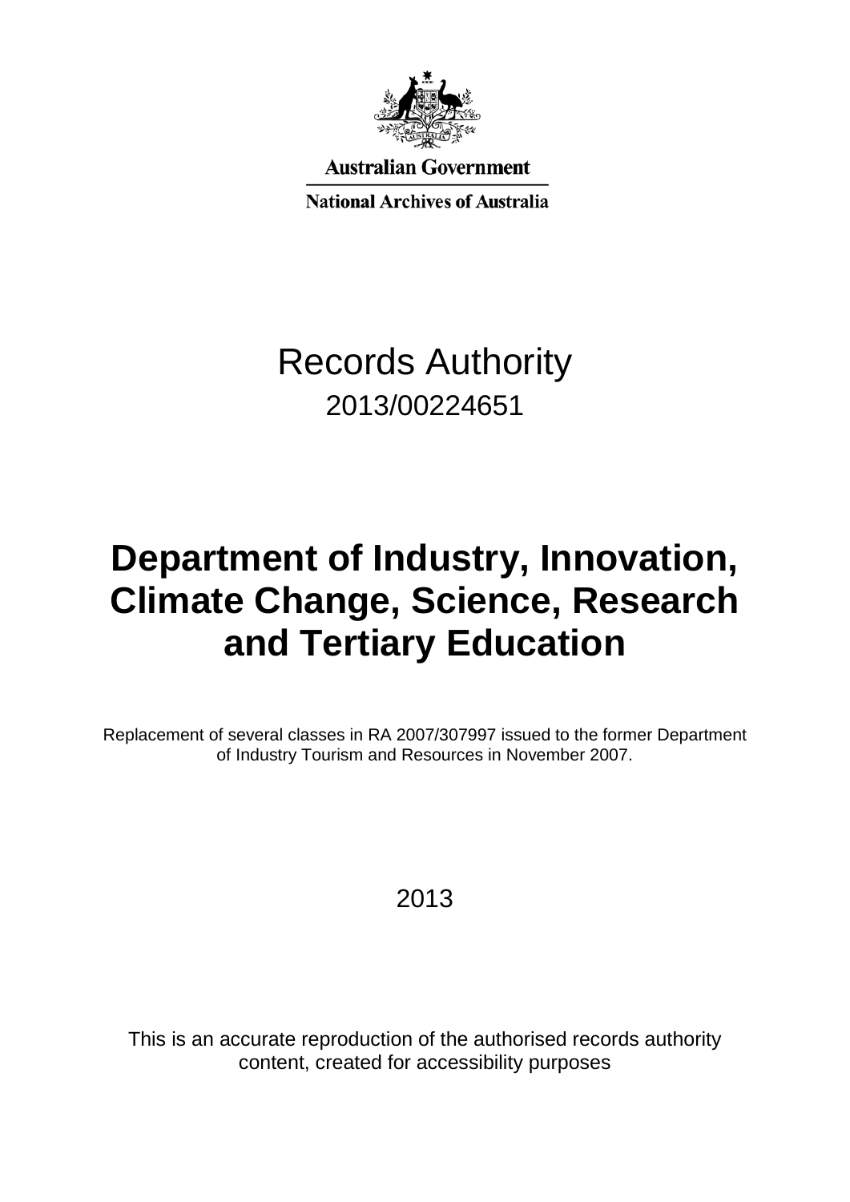Australian Government

National Archives of Australia

# Records Authority

2013/00224651

# Department of Industry, Innovation, Climate Change, Science, Research and Tertiary Education

Replacement of several classes in RA 2007/307997 issued to the former Department of Industry Tourism and Resources in November 2007.

2013

This is an accurate reproduction of the authorised records authority content, created for accessibility purposes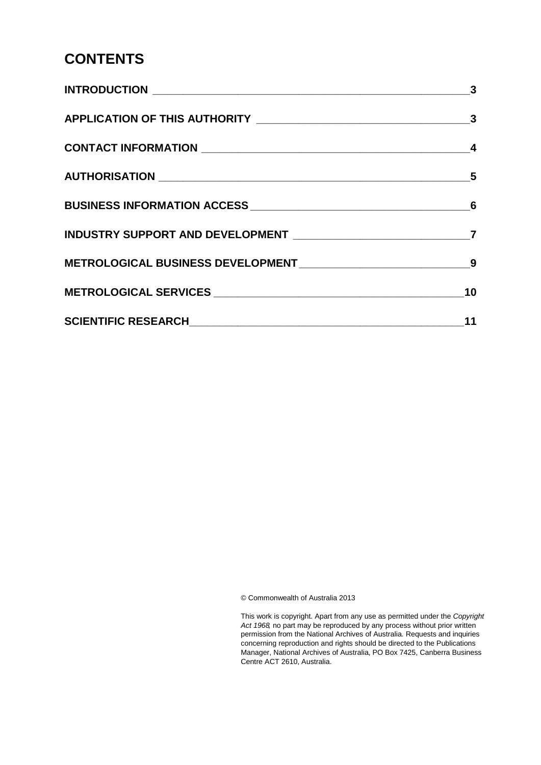# CONTENTS

| | |
|---|---|
| **INTRODUCTION** | **3** |
| **APPLICATION OF THIS AUTHORITY** | **3** |
| **CONTACT INFORMATION** | **4** |
| **AUTHORISATION** | **5** |
| **BUSINESS INFORMATION ACCESS** | **6** |
| **INDUSTRY SUPPORT AND DEVELOPMENT** | **7** |
| **METROLOGICAL BUSINESS DEVELOPMENT** | **9** |
| **METROLOGICAL SERVICES** | **10** |
| **SCIENTIFIC RESEARCH** | **11** |

© Commonwealth of Australia 2013

This work is copyright. Apart from any use as permitted under the *Copyright Act 1968*, no part may be reproduced by any process without prior written permission from the National Archives of Australia. Requests and inquiries concerning reproduction and rights should be directed to the Publications Manager, National Archives of Australia, PO Box 7425, Canberra Business Centre ACT 2610, Australia.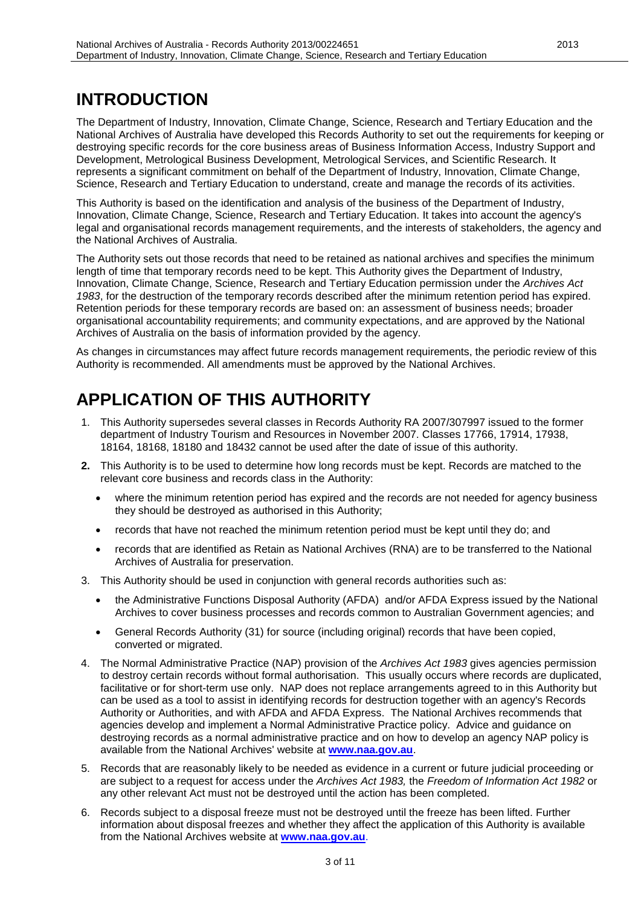# INTRODUCTION

The Department of Industry, Innovation, Climate Change, Science, Research and Tertiary Education and the National Archives of Australia have developed this Records Authority to set out the requirements for keeping or destroying specific records for the core business areas of Business Information Access, Industry Support and Development, Metrological Business Development, Metrological Services, and Scientific Research. It represents a significant commitment on behalf of the Department of Industry, Innovation, Climate Change, Science, Research and Tertiary Education to understand, create and manage the records of its activities.

This Authority is based on the identification and analysis of the business of the Department of Industry, Innovation, Climate Change, Science, Research and Tertiary Education. It takes into account the agency's legal and organisational records management requirements, and the interests of stakeholders, the agency and the National Archives of Australia.

The Authority sets out those records that need to be retained as national archives and specifies the minimum length of time that temporary records need to be kept. This Authority gives the Department of Industry, Innovation, Climate Change, Science, Research and Tertiary Education permission under the *Archives Act 1983*, for the destruction of the temporary records described after the minimum retention period has expired. Retention periods for these temporary records are based on: an assessment of business needs; broader organisational accountability requirements; and community expectations, and are approved by the National Archives of Australia on the basis of information provided by the agency.

As changes in circumstances may affect future records management requirements, the periodic review of this Authority is recommended. All amendments must be approved by the National Archives.

# APPLICATION OF THIS AUTHORITY

1. This Authority supersedes several classes in Records Authority RA 2007/307997 issued to the former department of Industry Tourism and Resources in November 2007. Classes 17766, 17914, 17938, 18164, 18168, 18180 and 18432 cannot be used after the date of issue of this authority.
2. This Authority is to be used to determine how long records must be kept. Records are matched to the relevant core business and records class in the Authority:
   - where the minimum retention period has expired and the records are not needed for agency business they should be destroyed as authorised in this Authority;
   - records that have not reached the minimum retention period must be kept until they do; and
   - records that are identified as Retain as National Archives (RNA) are to be transferred to the National Archives of Australia for preservation.
3. This Authority should be used in conjunction with general records authorities such as:
   - the Administrative Functions Disposal Authority (AFDA) and/or AFDA Express issued by the National Archives to cover business processes and records common to Australian Government agencies; and
   - General Records Authority (31) for source (including original) records that have been copied, converted or migrated.
4. The Normal Administrative Practice (NAP) provision of the *Archives Act 1983* gives agencies permission to destroy certain records without formal authorisation. This usually occurs where records are duplicated, facilitative or for short-term use only. NAP does not replace arrangements agreed to in this Authority but can be used as a tool to assist in identifying records for destruction together with an agency's Records Authority or Authorities, and with AFDA and AFDA Express. The National Archives recommends that agencies develop and implement a Normal Administrative Practice policy. Advice and guidance on destroying records as a normal administrative practice and on how to develop an agency NAP policy is available from the National Archives' website at **www.naa.gov.au**.
5. Records that are reasonably likely to be needed as evidence in a current or future judicial proceeding or are subject to a request for access under the *Archives Act 1983,* the *Freedom of Information Act 1982* or any other relevant Act must not be destroyed until the action has been completed.
6. Records subject to a disposal freeze must not be destroyed until the freeze has been lifted. Further information about disposal freezes and whether they affect the application of this Authority is available from the National Archives website at **www.naa.gov.au**.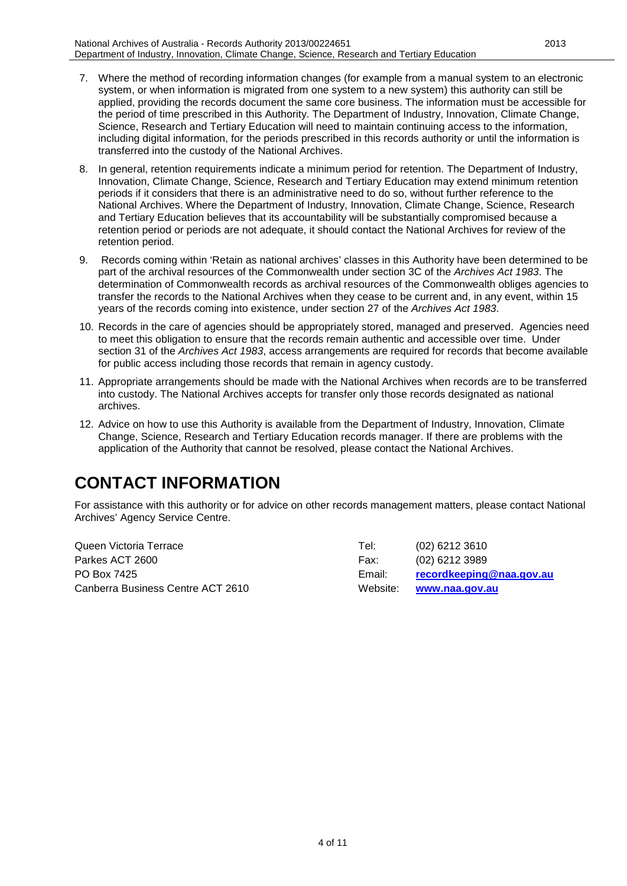7. Where the method of recording information changes (for example from a manual system to an electronic system, or when information is migrated from one system to a new system) this authority can still be applied, providing the records document the same core business. The information must be accessible for the period of time prescribed in this Authority. The Department of Industry, Innovation, Climate Change, Science, Research and Tertiary Education will need to maintain continuing access to the information, including digital information, for the periods prescribed in this records authority or until the information is transferred into the custody of the National Archives.
8. In general, retention requirements indicate a minimum period for retention. The Department of Industry, Innovation, Climate Change, Science, Research and Tertiary Education may extend minimum retention periods if it considers that there is an administrative need to do so, without further reference to the National Archives. Where the Department of Industry, Innovation, Climate Change, Science, Research and Tertiary Education believes that its accountability will be substantially compromised because a retention period or periods are not adequate, it should contact the National Archives for review of the retention period.
9. Records coming within 'Retain as national archives' classes in this Authority have been determined to be part of the archival resources of the Commonwealth under section 3C of the *Archives Act 1983*. The determination of Commonwealth records as archival resources of the Commonwealth obliges agencies to transfer the records to the National Archives when they cease to be current and, in any event, within 15 years of the records coming into existence, under section 27 of the *Archives Act 1983*.
10. Records in the care of agencies should be appropriately stored, managed and preserved. Agencies need to meet this obligation to ensure that the records remain authentic and accessible over time. Under section 31 of the *Archives Act 1983*, access arrangements are required for records that become available for public access including those records that remain in agency custody.
11. Appropriate arrangements should be made with the National Archives when records are to be transferred into custody. The National Archives accepts for transfer only those records designated as national archives.
12. Advice on how to use this Authority is available from the Department of Industry, Innovation, Climate Change, Science, Research and Tertiary Education records manager. If there are problems with the application of the Authority that cannot be resolved, please contact the National Archives.

# CONTACT INFORMATION

For assistance with this authority or for advice on other records management matters, please contact National Archives' Agency Service Centre.

Queen Victoria Terrace
Parkes ACT 2600
PO Box 7425
Canberra Business Centre ACT 2610

Tel: (02) 6212 3610
Fax: (02) 6212 3989
Email: **recordkeeping@naa.gov.au**
Website: **www.naa.gov.au**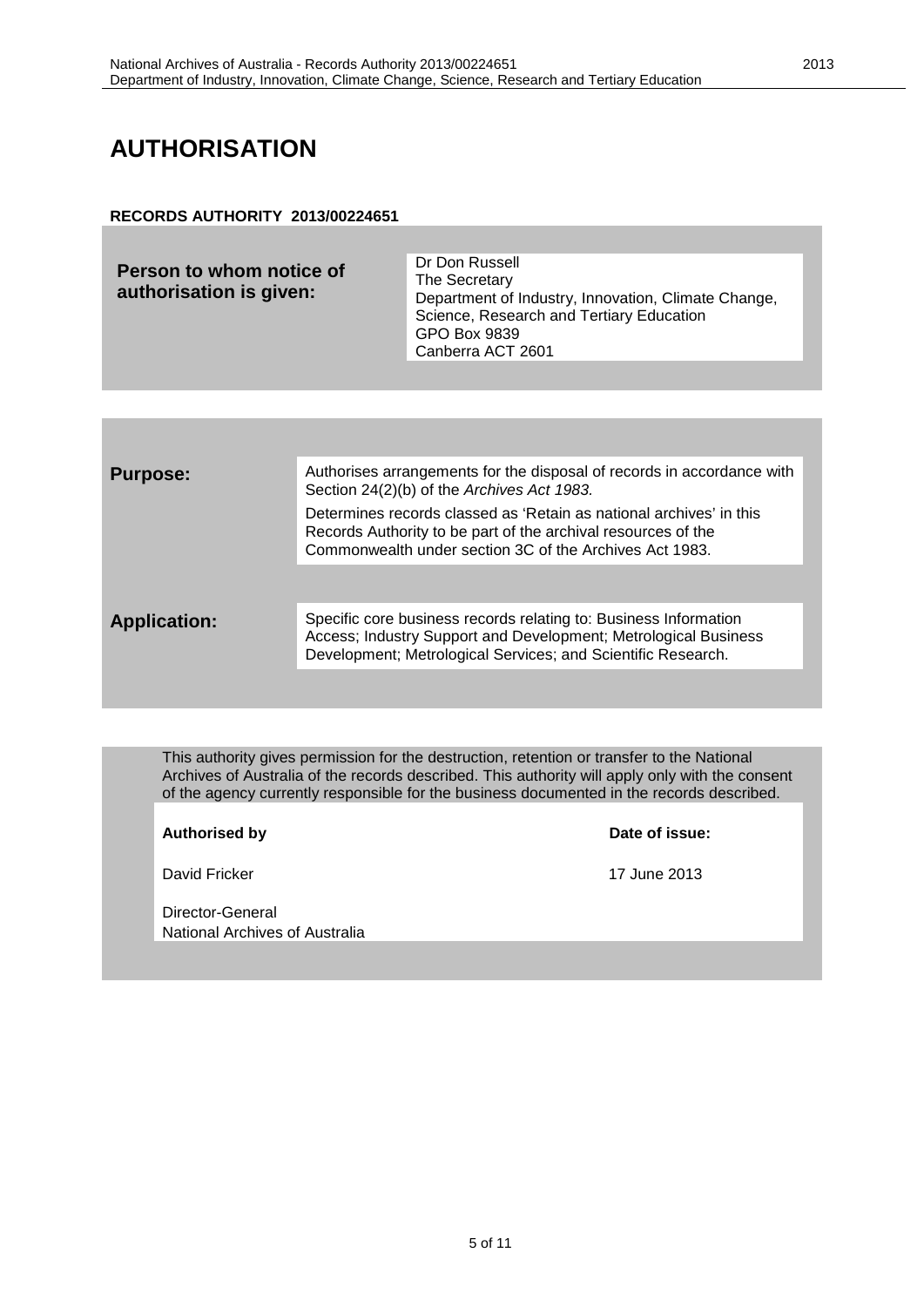# AUTHORISATION

**RECORDS AUTHORITY 2013/00224651**

| **Person to whom notice of authorisation is given:** | Dr Don Russell<br>The Secretary<br>Department of Industry, Innovation, Climate Change, Science, Research and Tertiary Education<br>GPO Box 9839<br>Canberra ACT 2601 |
|---|---|

| | |
|---|---|
| **Purpose:** | Authorises arrangements for the disposal of records in accordance with Section 24(2)(b) of the *Archives Act 1983.*<br><br>Determines records classed as 'Retain as national archives' in this Records Authority to be part of the archival resources of the Commonwealth under section 3C of the Archives Act 1983. |
| **Application:** | Specific core business records relating to: Business Information Access; Industry Support and Development; Metrological Business Development; Metrological Services; and Scientific Research. |

This authority gives permission for the destruction, retention or transfer to the National Archives of Australia of the records described. This authority will apply only with the consent of the agency currently responsible for the business documented in the records described.

| **Authorised by** | **Date of issue:** |
|---|---|
| David Fricker<br><br>Director-General<br>National Archives of Australia | 17 June 2013 |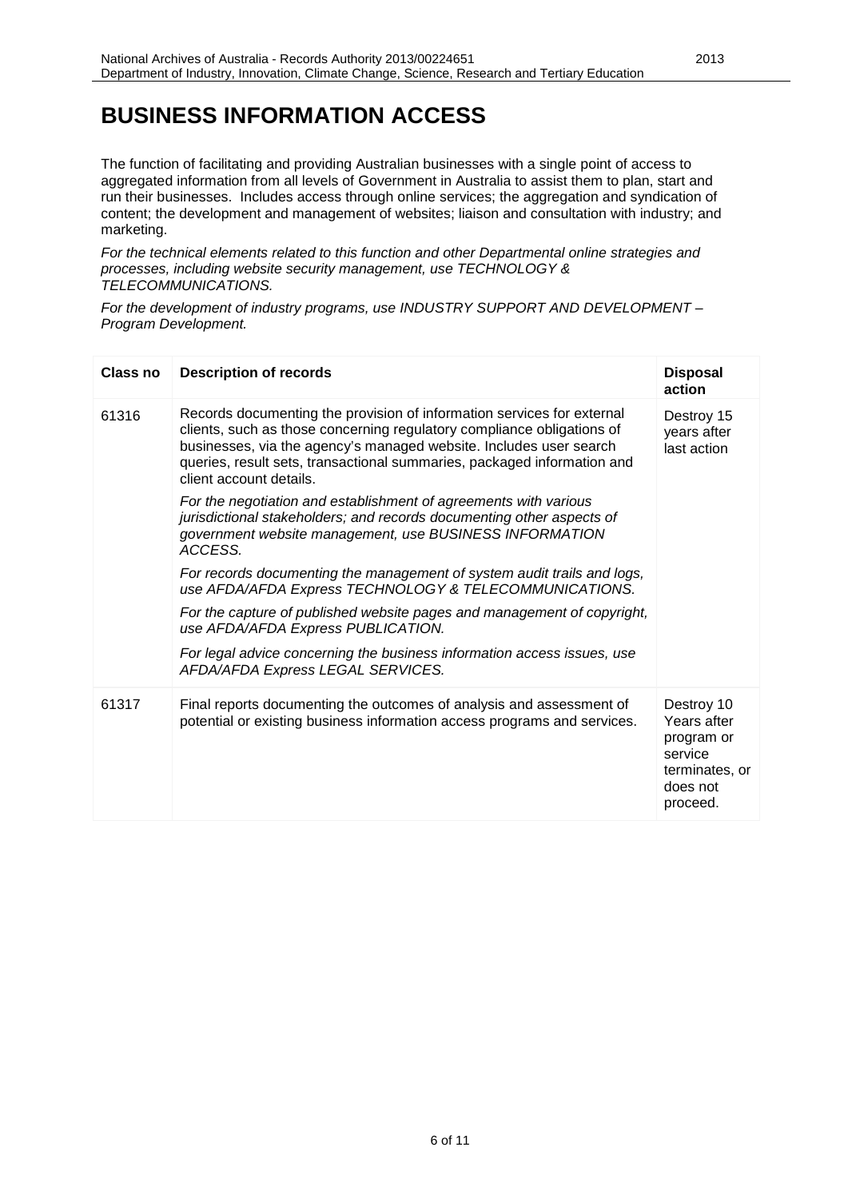# BUSINESS INFORMATION ACCESS

The function of facilitating and providing Australian businesses with a single point of access to aggregated information from all levels of Government in Australia to assist them to plan, start and run their businesses. Includes access through online services; the aggregation and syndication of content; the development and management of websites; liaison and consultation with industry; and marketing.

*For the technical elements related to this function and other Departmental online strategies and processes, including website security management, use TECHNOLOGY & TELECOMMUNICATIONS.*

*For the development of industry programs, use INDUSTRY SUPPORT AND DEVELOPMENT – Program Development.*

| Class no | Description of records | Disposal action |
|---|---|---|
| 61316 | Records documenting the provision of information services for external clients, such as those concerning regulatory compliance obligations of businesses, via the agency's managed website. Includes user search queries, result sets, transactional summaries, packaged information and client account details.<br><br>*For the negotiation and establishment of agreements with various jurisdictional stakeholders; and records documenting other aspects of government website management, use BUSINESS INFORMATION ACCESS.*<br><br>*For records documenting the management of system audit trails and logs, use AFDA/AFDA Express TECHNOLOGY & TELECOMMUNICATIONS.*<br><br>*For the capture of published website pages and management of copyright, use AFDA/AFDA Express PUBLICATION.*<br><br>*For legal advice concerning the business information access issues, use AFDA/AFDA Express LEGAL SERVICES.* | Destroy 15 years after last action |
| 61317 | Final reports documenting the outcomes of analysis and assessment of potential or existing business information access programs and services. | Destroy 10 Years after program or service terminates, or does not proceed. |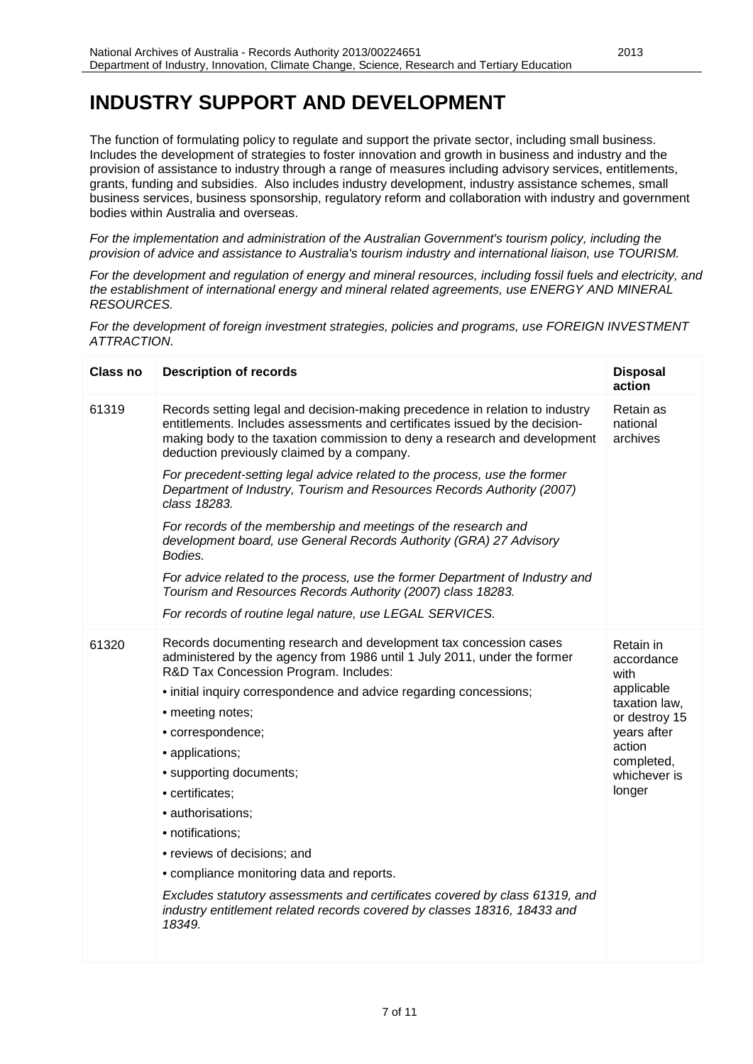# INDUSTRY SUPPORT AND DEVELOPMENT

The function of formulating policy to regulate and support the private sector, including small business. Includes the development of strategies to foster innovation and growth in business and industry and the provision of assistance to industry through a range of measures including advisory services, entitlements, grants, funding and subsidies. Also includes industry development, industry assistance schemes, small business services, business sponsorship, regulatory reform and collaboration with industry and government bodies within Australia and overseas.

*For the implementation and administration of the Australian Government's tourism policy, including the provision of advice and assistance to Australia's tourism industry and international liaison, use TOURISM.*

*For the development and regulation of energy and mineral resources, including fossil fuels and electricity, and the establishment of international energy and mineral related agreements, use ENERGY AND MINERAL RESOURCES.*

*For the development of foreign investment strategies, policies and programs, use FOREIGN INVESTMENT ATTRACTION.*

| Class no | Description of records | Disposal action |
|---|---|---|
| 61319 | Records setting legal and decision-making precedence in relation to industry entitlements. Includes assessments and certificates issued by the decision-making body to the taxation commission to deny a research and development deduction previously claimed by a company.<br><br>*For precedent-setting legal advice related to the process, use the former Department of Industry, Tourism and Resources Records Authority (2007) class 18283.*<br><br>*For records of the membership and meetings of the research and development board, use General Records Authority (GRA) 27 Advisory Bodies.*<br><br>*For advice related to the process, use the former Department of Industry and Tourism and Resources Records Authority (2007) class 18283.*<br><br>*For records of routine legal nature, use LEGAL SERVICES.* | Retain as national archives |
| 61320 | Records documenting research and development tax concession cases administered by the agency from 1986 until 1 July 2011, under the former R&D Tax Concession Program. Includes:<br>• initial inquiry correspondence and advice regarding concessions;<br>• meeting notes;<br>• correspondence;<br>• applications;<br>• supporting documents;<br>• certificates;<br>• authorisations;<br>• notifications;<br>• reviews of decisions; and<br>• compliance monitoring data and reports.<br><br>*Excludes statutory assessments and certificates covered by class 61319, and industry entitlement related records covered by classes 18316, 18433 and 18349.* | Retain in accordance with applicable taxation law, or destroy 15 years after action completed, whichever is longer |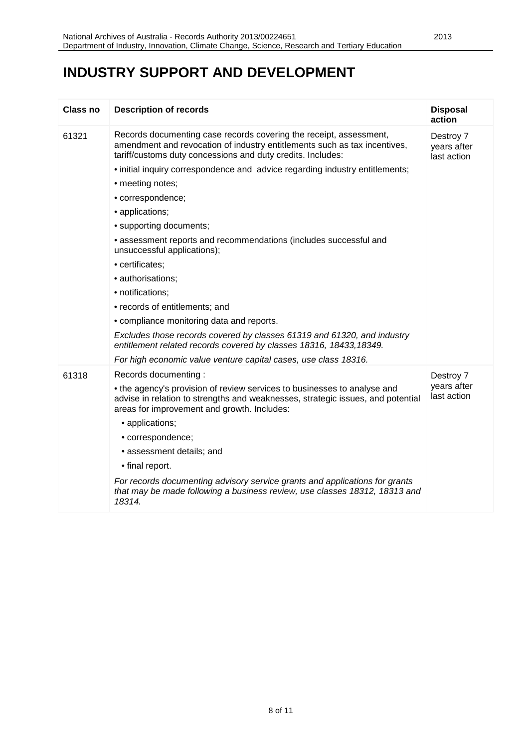# INDUSTRY SUPPORT AND DEVELOPMENT

| Class no | Description of records | Disposal action |
|---|---|---|
| 61321 | Records documenting case records covering the receipt, assessment, amendment and revocation of industry entitlements such as tax incentives, tariff/customs duty concessions and duty credits. Includes:<br>• initial inquiry correspondence and advice regarding industry entitlements;<br>• meeting notes;<br>• correspondence;<br>• applications;<br>• supporting documents;<br>• assessment reports and recommendations (includes successful and unsuccessful applications);<br>• certificates;<br>• authorisations;<br>• notifications;<br>• records of entitlements; and<br>• compliance monitoring data and reports.<br>*Excludes those records covered by classes 61319 and 61320, and industry entitlement related records covered by classes 18316, 18433,18349.*<br>*For high economic value venture capital cases, use class 18316.* | Destroy 7 years after last action |
| 61318 | Records documenting :<br>• the agency's provision of review services to businesses to analyse and advise in relation to strengths and weaknesses, strategic issues, and potential areas for improvement and growth. Includes:<br>• applications;<br>• correspondence;<br>• assessment details; and<br>• final report.<br>*For records documenting advisory service grants and applications for grants that may be made following a business review, use classes 18312, 18313 and 18314.* | Destroy 7 years after last action |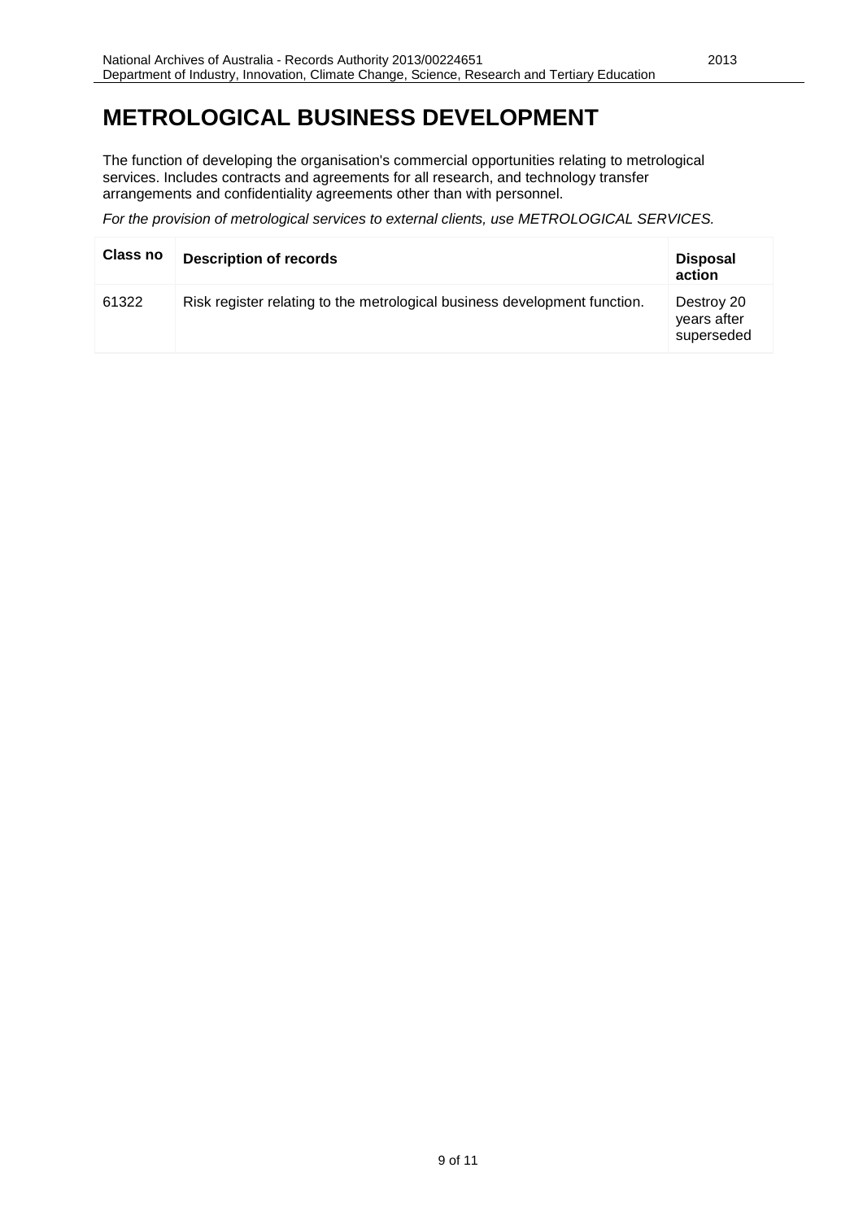# METROLOGICAL BUSINESS DEVELOPMENT

The function of developing the organisation's commercial opportunities relating to metrological services. Includes contracts and agreements for all research, and technology transfer arrangements and confidentiality agreements other than with personnel.

*For the provision of metrological services to external clients, use METROLOGICAL SERVICES.*

| Class no | Description of records | Disposal action |
|---|---|---|
| 61322 | Risk register relating to the metrological business development function. | Destroy 20 years after superseded |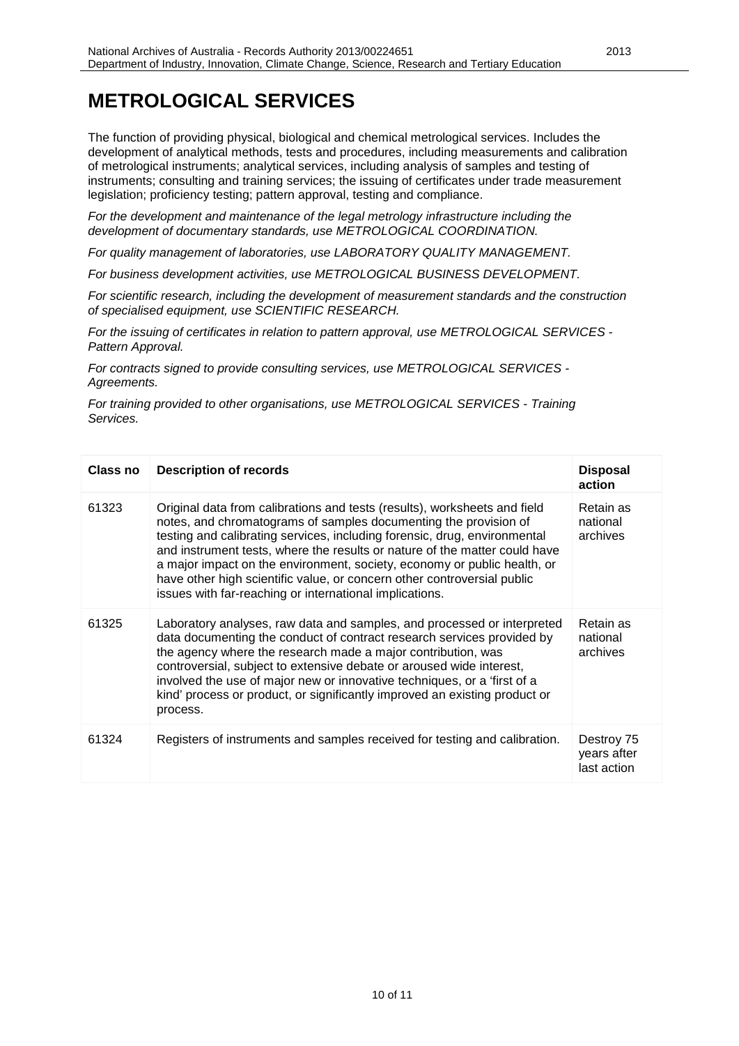# METROLOGICAL SERVICES

The function of providing physical, biological and chemical metrological services. Includes the development of analytical methods, tests and procedures, including measurements and calibration of metrological instruments; analytical services, including analysis of samples and testing of instruments; consulting and training services; the issuing of certificates under trade measurement legislation; proficiency testing; pattern approval, testing and compliance.

*For the development and maintenance of the legal metrology infrastructure including the development of documentary standards, use METROLOGICAL COORDINATION.*

*For quality management of laboratories, use LABORATORY QUALITY MANAGEMENT.*

*For business development activities, use METROLOGICAL BUSINESS DEVELOPMENT.*

*For scientific research, including the development of measurement standards and the construction of specialised equipment, use SCIENTIFIC RESEARCH.*

*For the issuing of certificates in relation to pattern approval, use METROLOGICAL SERVICES - Pattern Approval.*

*For contracts signed to provide consulting services, use METROLOGICAL SERVICES - Agreements.*

*For training provided to other organisations, use METROLOGICAL SERVICES - Training Services.*

| Class no | Description of records | Disposal action |
|---|---|---|
| 61323 | Original data from calibrations and tests (results), worksheets and field notes, and chromatograms of samples documenting the provision of testing and calibrating services, including forensic, drug, environmental and instrument tests, where the results or nature of the matter could have a major impact on the environment, society, economy or public health, or have other high scientific value, or concern other controversial public issues with far-reaching or international implications. | Retain as national archives |
| 61325 | Laboratory analyses, raw data and samples, and processed or interpreted data documenting the conduct of contract research services provided by the agency where the research made a major contribution, was controversial, subject to extensive debate or aroused wide interest, involved the use of major new or innovative techniques, or a 'first of a kind' process or product, or significantly improved an existing product or process. | Retain as national archives |
| 61324 | Registers of instruments and samples received for testing and calibration. | Destroy 75 years after last action |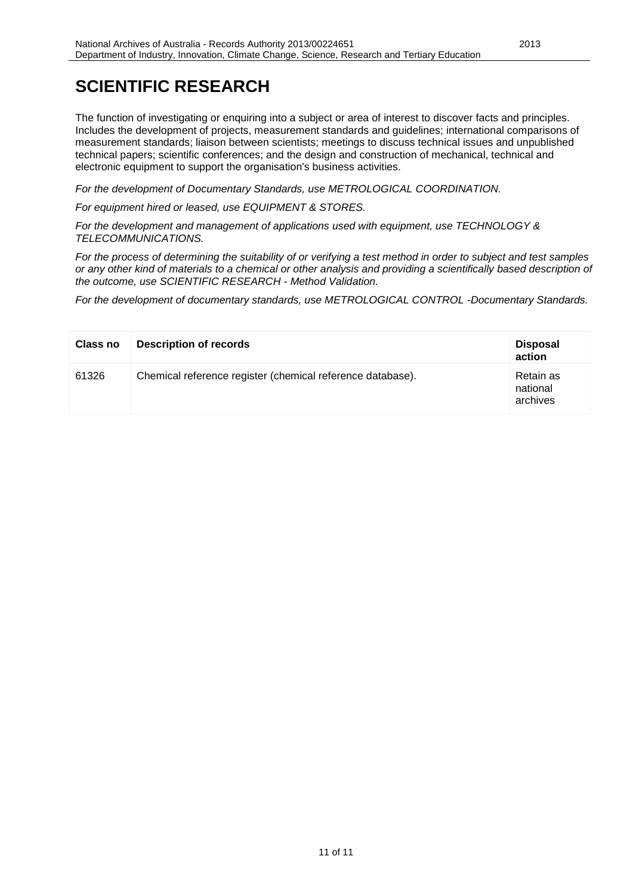# SCIENTIFIC RESEARCH

The function of investigating or enquiring into a subject or area of interest to discover facts and principles. Includes the development of projects, measurement standards and guidelines; international comparisons of measurement standards; liaison between scientists; meetings to discuss technical issues and unpublished technical papers; scientific conferences; and the design and construction of mechanical, technical and electronic equipment to support the organisation's business activities.

*For the development of Documentary Standards, use METROLOGICAL COORDINATION.*

*For equipment hired or leased, use EQUIPMENT & STORES.*

*For the development and management of applications used with equipment, use TECHNOLOGY & TELECOMMUNICATIONS.*

*For the process of determining the suitability of or verifying a test method in order to subject and test samples or any other kind of materials to a chemical or other analysis and providing a scientifically based description of the outcome, use SCIENTIFIC RESEARCH - Method Validation.*

*For the development of documentary standards, use METROLOGICAL CONTROL -Documentary Standards.*

| Class no | Description of records | Disposal action |
|---|---|---|
| 61326 | Chemical reference register (chemical reference database). | Retain as national archives |